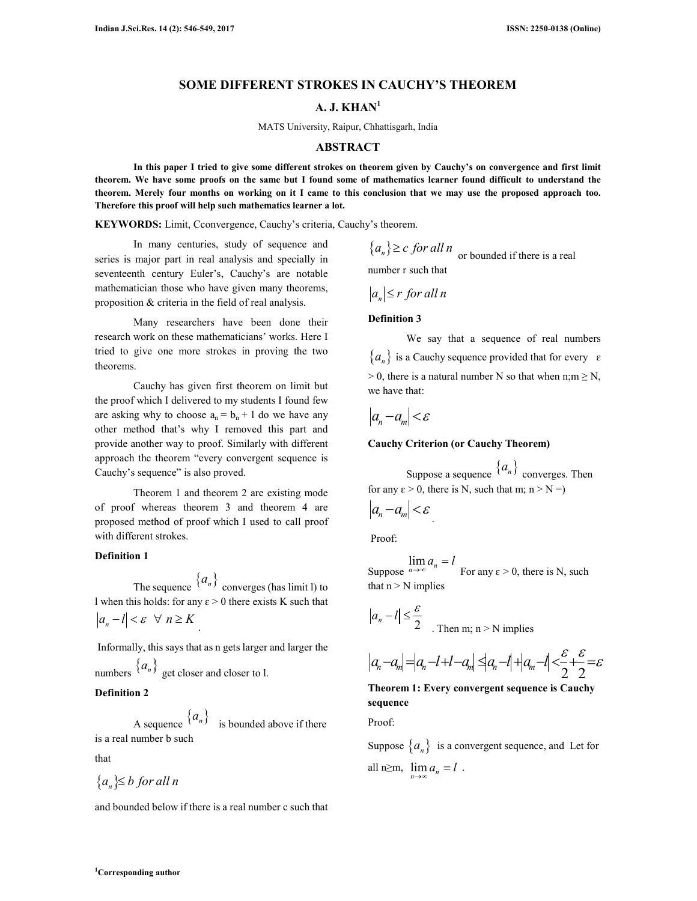# SOME DIFFERENT STROKES IN CAUCHY'S THEOREM

## A. J. KHAN[1]

MATS University, Raipur, Chhattisgarh, India

## ABSTRACT

**In this paper I tried to give some different strokes on theorem given by Cauchy's on convergence and first limit theorem. We have some proofs on the same but I found some of mathematics learner found difficult to understand the theorem. Merely four months on working on it I came to this conclusion that we may use the proposed approach too. Therefore this proof will help such mathematics learner a lot.**

**KEYWORDS:** Limit, Cconvergence, Cauchy's criteria, Cauchy's theorem.

In many centuries, study of sequence and series is major part in real analysis and specially in seventeenth century Euler's, Cauchy's are notable mathematician those who have given many theorems, proposition & criteria in the field of real analysis.

Many researchers have been done their research work on these mathematicians' works. Here I tried to give one more strokes in proving the two theorems.

Cauchy has given first theorem on limit but the proof which I delivered to my students I found few are asking why to choose $a_n = b_n + l$ do we have any other method that's why I removed this part and provide another way to proof. Similarly with different approach the theorem "every convergent sequence is Cauchy's sequence" is also proved.

Theorem 1 and theorem 2 are existing mode of proof whereas theorem 3 and theorem 4 are proposed method of proof which I used to call proof with different strokes.

**Definition 1**

The sequence $\{a_n\}$ converges (has limit l) to l when this holds: for any ε > 0 there exists K such that $|a_n - l| < \varepsilon \ \ \forall \ n \geq K$.

Informally, this says that as n gets larger and larger the numbers $\{a_n\}$ get closer and closer to l.

**Definition 2**

A sequence $\{a_n\}$ is bounded above if there is a real number b such

that

$$\{a_n\} \leq b \ for \ all \ n$$

and bounded below if there is a real number c such that

$$\{a_n\} \geq c \ for \ all \ n$$

or bounded if there is a real number r such that

$$|a_n| \leq r \ for \ all \ n$$

**Definition 3**

We say that a sequence of real numbers $\{a_n\}$ is a Cauchy sequence provided that for every ε > 0, there is a natural number N so that when n;m ≥ N, we have that:

$$|a_n - a_m| < \varepsilon$$

**Cauchy Criterion (or Cauchy Theorem)**

Suppose a sequence $\{a_n\}$ converges. Then for any ε > 0, there is N, such that m; n > N =)

$$|a_n - a_m| < \varepsilon.$$

Proof:

Suppose $\lim_{n \to \infty} a_n = l$ For any ε > 0, there is N, such that n > N implies

$$|a_n - l| \leq \frac{\varepsilon}{2}$$

. Then m; n > N implies

$$|a_n - a_m| = |a_n - l + l - a_m| \leq |a_n - l| + |a_m - l| < \frac{\varepsilon}{2} + \frac{\varepsilon}{2} = \varepsilon$$

**Theorem 1: Every convergent sequence is Cauchy sequence**

Proof:

Suppose $\{a_n\}$ is a convergent sequence, and Let for all n≥m, $\lim_{n \to \infty} a_n = l$ .

[1]Corresponding author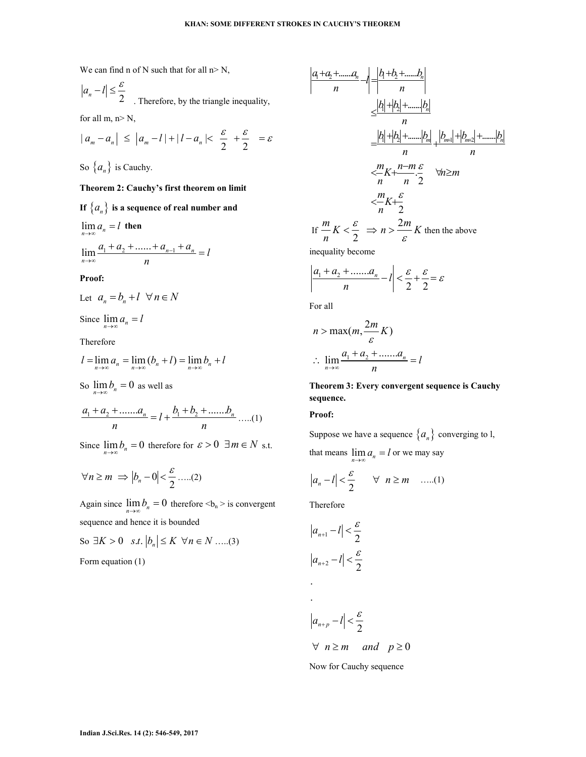We can find n of N such that for all n> N,

$\left|a_n - l\right| \leq \dfrac{\varepsilon}{2}$. Therefore, by the triangle inequality,

for all m, n> N,

$$|a_m - a_n| \leq \left|a_m - l\right| + |l - a_n| < \frac{\varepsilon}{2} + \frac{\varepsilon}{2} = \varepsilon$$

So $\{a_n\}$ is Cauchy.

**Theorem 2: Cauchy's first theorem on limit**

**If $\{a_n\}$ is a sequence of real number and**

$\lim\limits_{n\to\infty} a_n = l$ **then**

$$\lim_{n\to\infty} \frac{a_1 + a_2 + \ldots\ldots + a_{n-1} + a_n}{n} = l$$

**Proof:**

Let $a_n = b_n + l \;\; \forall n \in N$

Since $\lim\limits_{n\to\infty} a_n = l$

Therefore

$$l = \lim_{n\to\infty} a_n = \lim_{n\to\infty}(b_n + l) = \lim_{n\to\infty} b_n + l$$

So $\lim\limits_{n\to\infty} b_n = 0$ as well as

$$\frac{a_1 + a_2 + \ldots\ldots a_n}{n} = l + \frac{b_1 + b_2 + \ldots\ldots b_n}{n} \quad \ldots..(1)$$

Since $\lim\limits_{n\to\infty} b_n = 0$ therefore for $\varepsilon > 0 \;\; \exists m \in N$ s.t.

$$\forall n \geq m \;\Rightarrow \left|b_n - 0\right| < \frac{\varepsilon}{2} \quad \ldots..(2)$$

Again since $\lim\limits_{n\to\infty} b_n = 0$ therefore $<b_n>$ is convergent sequence and hence it is bounded

So $\exists K > 0 \;\; s.t. \left|b_n\right| \leq K \;\; \forall n \in N \quad \ldots..(3)$

Form equation (1)

$$\left|\frac{a_1 + a_2 + \ldots\ldots a_n}{n} - l\right| = \left|\frac{b_1 + b_2 + \ldots\ldots b_n}{n}\right|$$

$$\leq \frac{|b_1| + |b_2| + \ldots\ldots |b_n|}{n}$$

$$= \frac{|b_1| + |b_2| + \ldots\ldots |b_m|}{n} + \frac{|b_{m+1}| + |b_{m+2}| + \ldots\ldots |b_n|}{n}$$

$$< \frac{m}{n}K + \frac{n-m}{n}\cdot\frac{\varepsilon}{2} \quad \forall n \geq m$$

$$< \frac{m}{n}K + \frac{\varepsilon}{2}$$

If $\dfrac{m}{n}K < \dfrac{\varepsilon}{2} \;\Rightarrow n > \dfrac{2m}{\varepsilon}K$ then the above inequality become

$$\left|\frac{a_1 + a_2 + \ldots\ldots a_n}{n} - l\right| < \frac{\varepsilon}{2} + \frac{\varepsilon}{2} = \varepsilon$$

For all

$$n > \max\left(m, \frac{2m}{\varepsilon}K\right)$$

$$\therefore \lim_{n\to\infty} \frac{a_1 + a_2 + \ldots\ldots a_n}{n} = l$$

**Theorem 3: Every convergent sequence is Cauchy sequence.**

**Proof:**

Suppose we have a sequence $\{a_n\}$ converging to l, that means $\lim\limits_{n\to\infty} a_n = l$ or we may say

$$\left|a_n - l\right| < \frac{\varepsilon}{2} \qquad \forall \;\; n \geq m \quad \ldots..(1)$$

Therefore

$$\left|a_{n+1} - l\right| < \frac{\varepsilon}{2}$$

$$\left|a_{n+2} - l\right| < \frac{\varepsilon}{2}$$

.

.

$$\left|a_{n+p} - l\right| < \frac{\varepsilon}{2}$$

$$\forall \;\; n \geq m \quad and \quad p \geq 0$$

Now for Cauchy sequence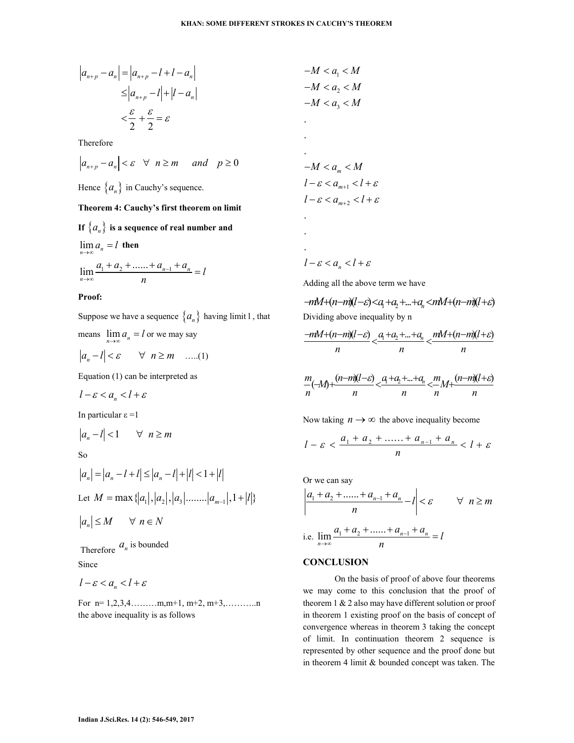$$
\begin{aligned}
\left|a_{n+p}-a_n\right| &= \left|a_{n+p}-l+l-a_n\right| \\
&\leq \left|a_{n+p}-l\right|+\left|l-a_n\right| \\
&< \frac{\varepsilon}{2}+\frac{\varepsilon}{2}=\varepsilon
\end{aligned}
$$

Therefore

$$\left|a_{n+p}-a_n\right|<\varepsilon \quad \forall \quad n \geq m \quad and \quad p \geq 0$$

Hence $\{a_n\}$ in Cauchy's sequence.

**Theorem 4: Cauchy's first theorem on limit**

**If $\{a_n\}$ is a sequence of real number and**

$\lim_{n\to\infty} a_n = l$ **then**

$$\lim_{n\to\infty}\frac{a_1+a_2+......+a_{n-1}+a_n}{n}=l$$

**Proof:**

Suppose we have a sequence $\{a_n\}$ having limit l , that means $\lim_{n\to\infty} a_n = l$ or we may say

$$|a_n - l| < \varepsilon \qquad \forall \quad n \geq m \quad .....(1)$$

Equation (1) can be interpreted as

$$l-\varepsilon < a_n < l+\varepsilon$$

In particular ε =1

$$|a_n - l| < 1 \qquad \forall \quad n \geq m$$

So

$$|a_n| = |a_n - l + l| \leq |a_n - l| + |l| < 1 + |l|$$

Let $M = \max\{|a_1|, |a_2|, |a_3|........|a_{m-1}|, 1+|l|\}$

$$|a_n| \leq M \qquad \forall \quad n \in N$$

Therefore $a_n$ is bounded

Since

$$l-\varepsilon < a_n < l+\varepsilon$$

For n= 1,2,3,4………m,m+1, m+2, m+3,………..n the above inequality is as follows

$$
\begin{aligned}
&-M < a_1 < M \\
&-M < a_2 < M \\
&-M < a_3 < M \\
&. \\
&. \\
&. \\
&-M < a_m < M \\
&l-\varepsilon < a_{m+1} < l+\varepsilon \\
&l-\varepsilon < a_{m+2} < l+\varepsilon \\
&. \\
&. \\
&. \\
&l-\varepsilon < a_n < l+\varepsilon
\end{aligned}
$$

Adding all the above term we have

$$-mM+(n-m)(l-\varepsilon)<a_1+a_2+...+a_n<mM+(n-m)(l+\varepsilon)$$

Dividing above inequality by n

$$\frac{-mM+(n-m)(l-\varepsilon)}{n}<\frac{a_1+a_2+...+a_n}{n}<\frac{mM+(n-m)(l+\varepsilon)}{n}$$

$$\frac{m}{n}(-M)+\frac{(n-m)(l-\varepsilon)}{n}<\frac{a_1+a_2+...+a_n}{n}<\frac{m}{n}M+\frac{(n-m)(l+\varepsilon)}{n}$$

Now taking $n \to \infty$ the above inequality become

$$l-\varepsilon < \frac{a_1+a_2+......+a_{n-1}+a_n}{n} < l+\varepsilon$$

Or we can say

$$\left|\frac{a_1+a_2+......+a_{n-1}+a_n}{n}-l\right|<\varepsilon \qquad \forall \quad n \geq m$$

i.e. $\lim_{n\to\infty}\frac{a_1+a_2+......+a_{n-1}+a_n}{n}=l$

## CONCLUSION

On the basis of proof of above four theorems we may come to this conclusion that the proof of theorem 1 & 2 also may have different solution or proof in theorem 1 existing proof on the basis of concept of convergence whereas in theorem 3 taking the concept of limit. In continuation theorem 2 sequence is represented by other sequence and the proof done but in theorem 4 limit & bounded concept was taken. The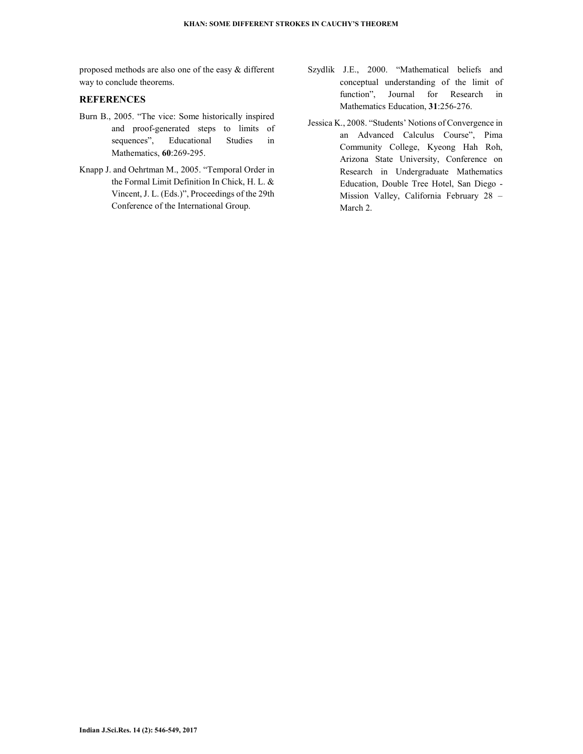proposed methods are also one of the easy & different way to conclude theorems.

## REFERENCES

Burn B., 2005. "The vice: Some historically inspired and proof-generated steps to limits of sequences", Educational Studies in Mathematics, **60**:269-295.

Knapp J. and Oehrtman M., 2005. "Temporal Order in the Formal Limit Definition In Chick, H. L. & Vincent, J. L. (Eds.)", Proceedings of the 29th Conference of the International Group.

Szydlik J.E., 2000. "Mathematical beliefs and conceptual understanding of the limit of function", Journal for Research in Mathematics Education, **31**:256-276.

Jessica K., 2008. "Students' Notions of Convergence in an Advanced Calculus Course", Pima Community College, Kyeong Hah Roh, Arizona State University, Conference on Research in Undergraduate Mathematics Education, Double Tree Hotel, San Diego - Mission Valley, California February 28 – March 2.